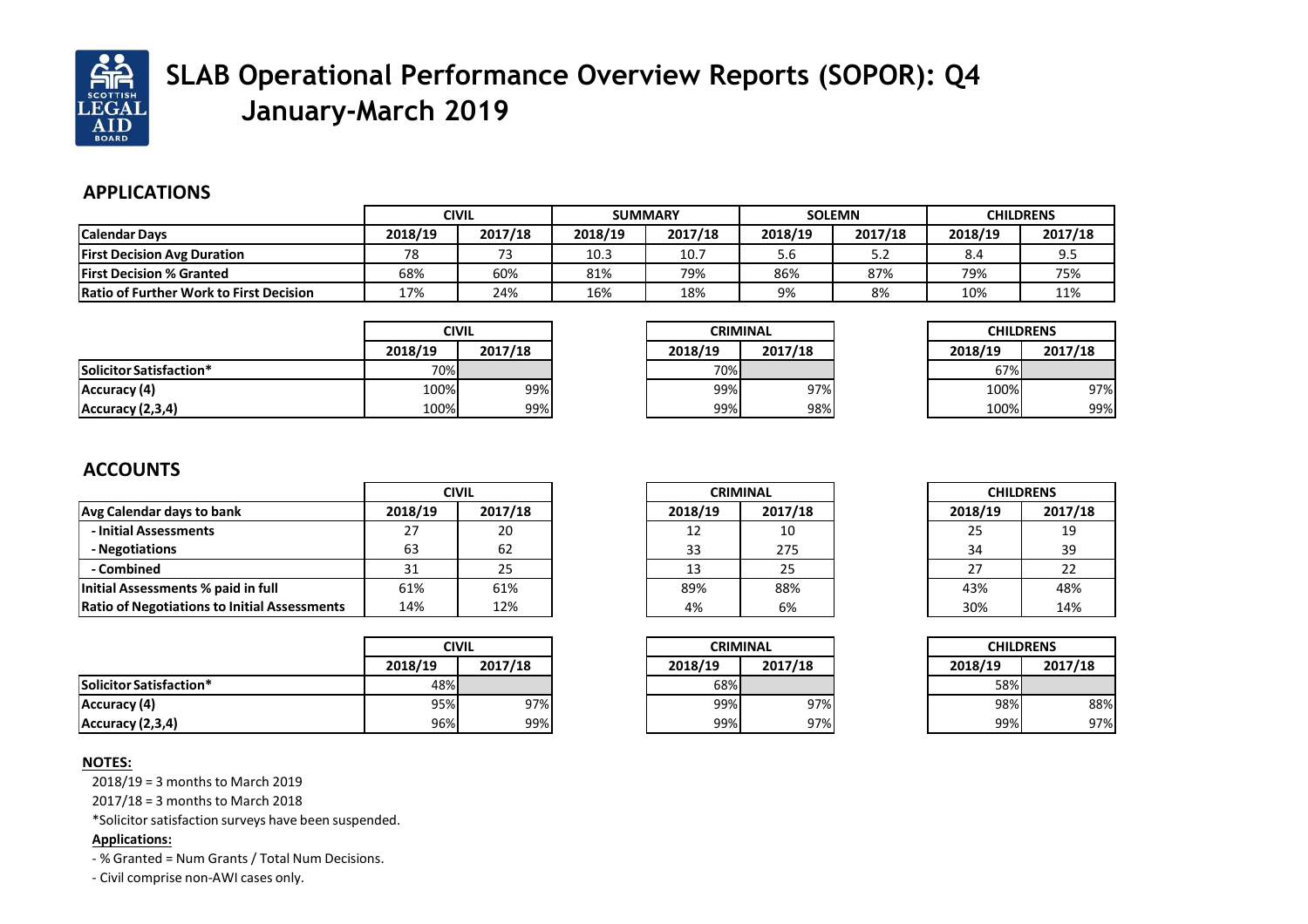# SLAB Operational Performance Overview Reports (SOPOR): Q4 January-March 2019

## APPLICATIONS

| | CIVIL | | SUMMARY | | SOLEMN | | CHILDRENS | |
|---|---|---|---|---|---|---|---|---|
| **Calendar Days** | **2018/19** | **2017/18** | **2018/19** | **2017/18** | **2018/19** | **2017/18** | **2018/19** | **2017/18** |
| **First Decision Avg Duration** | 78 | 73 | 10.3 | 10.7 | 5.6 | 5.2 | 8.4 | 9.5 |
| **First Decision % Granted** | 68% | 60% | 81% | 79% | 86% | 87% | 79% | 75% |
| **Ratio of Further Work to First Decision** | 17% | 24% | 16% | 18% | 9% | 8% | 10% | 11% |

| | CIVIL | | CRIMINAL | | CHILDRENS | |
|---|---|---|---|---|---|---|
| | **2018/19** | **2017/18** | **2018/19** | **2017/18** | **2018/19** | **2017/18** |
| **Solicitor Satisfaction*** | 70% | | 70% | | 67% | |
| **Accuracy (4)** | 100% | 99% | 99% | 97% | 100% | 97% |
| **Accuracy (2,3,4)** | 100% | 99% | 99% | 98% | 100% | 99% |

## ACCOUNTS

| | CIVIL | | CRIMINAL | | CHILDRENS | |
|---|---|---|---|---|---|---|
| **Avg Calendar days to bank** | **2018/19** | **2017/18** | **2018/19** | **2017/18** | **2018/19** | **2017/18** |
| **- Initial Assessments** | 27 | 20 | 12 | 10 | 25 | 19 |
| **- Negotiations** | 63 | 62 | 33 | 275 | 34 | 39 |
| **- Combined** | 31 | 25 | 13 | 25 | 27 | 22 |
| **Initial Assessments % paid in full** | 61% | 61% | 89% | 88% | 43% | 48% |
| **Ratio of Negotiations to Initial Assessments** | 14% | 12% | 4% | 6% | 30% | 14% |

| | CIVIL | | CRIMINAL | | CHILDRENS | |
|---|---|---|---|---|---|---|
| | **2018/19** | **2017/18** | **2018/19** | **2017/18** | **2018/19** | **2017/18** |
| **Solicitor Satisfaction*** | 48% | | 68% | | 58% | |
| **Accuracy (4)** | 95% | 97% | 99% | 97% | 98% | 88% |
| **Accuracy (2,3,4)** | 96% | 99% | 99% | 97% | 99% | 97% |

**NOTES:**

2018/19 = 3 months to March 2019

2017/18 = 3 months to March 2018

*Solicitor satisfaction surveys have been suspended.

**Applications:**

- % Granted = Num Grants / Total Num Decisions.
- Civil comprise non-AWI cases only.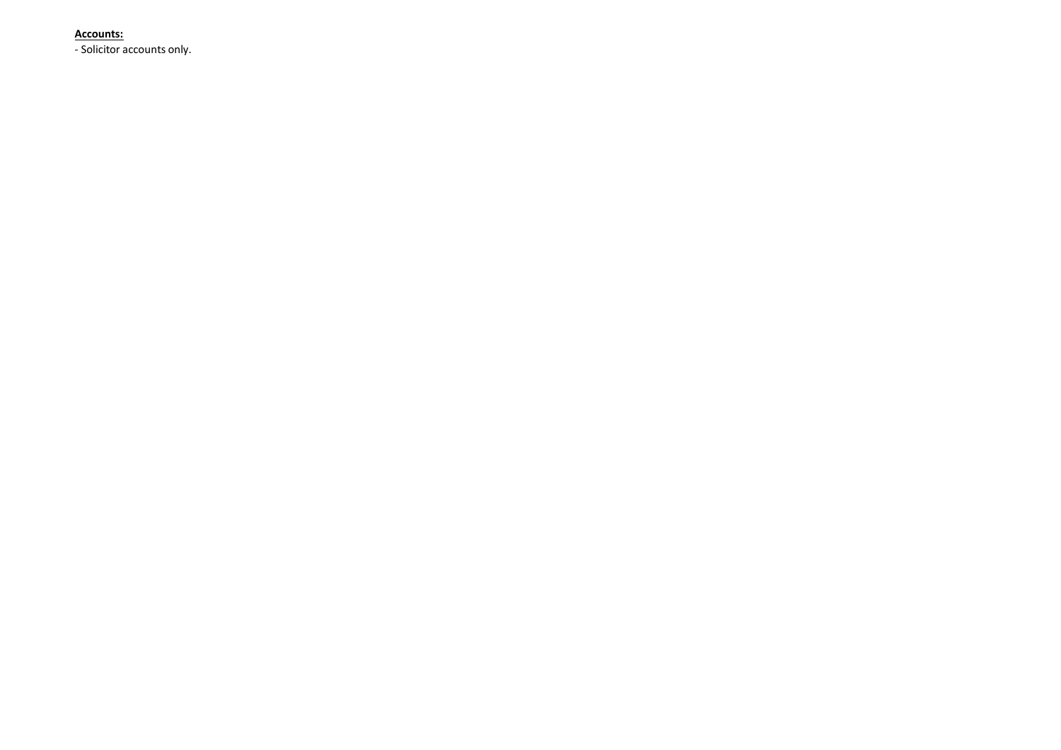**Accounts:**

- Solicitor accounts only.